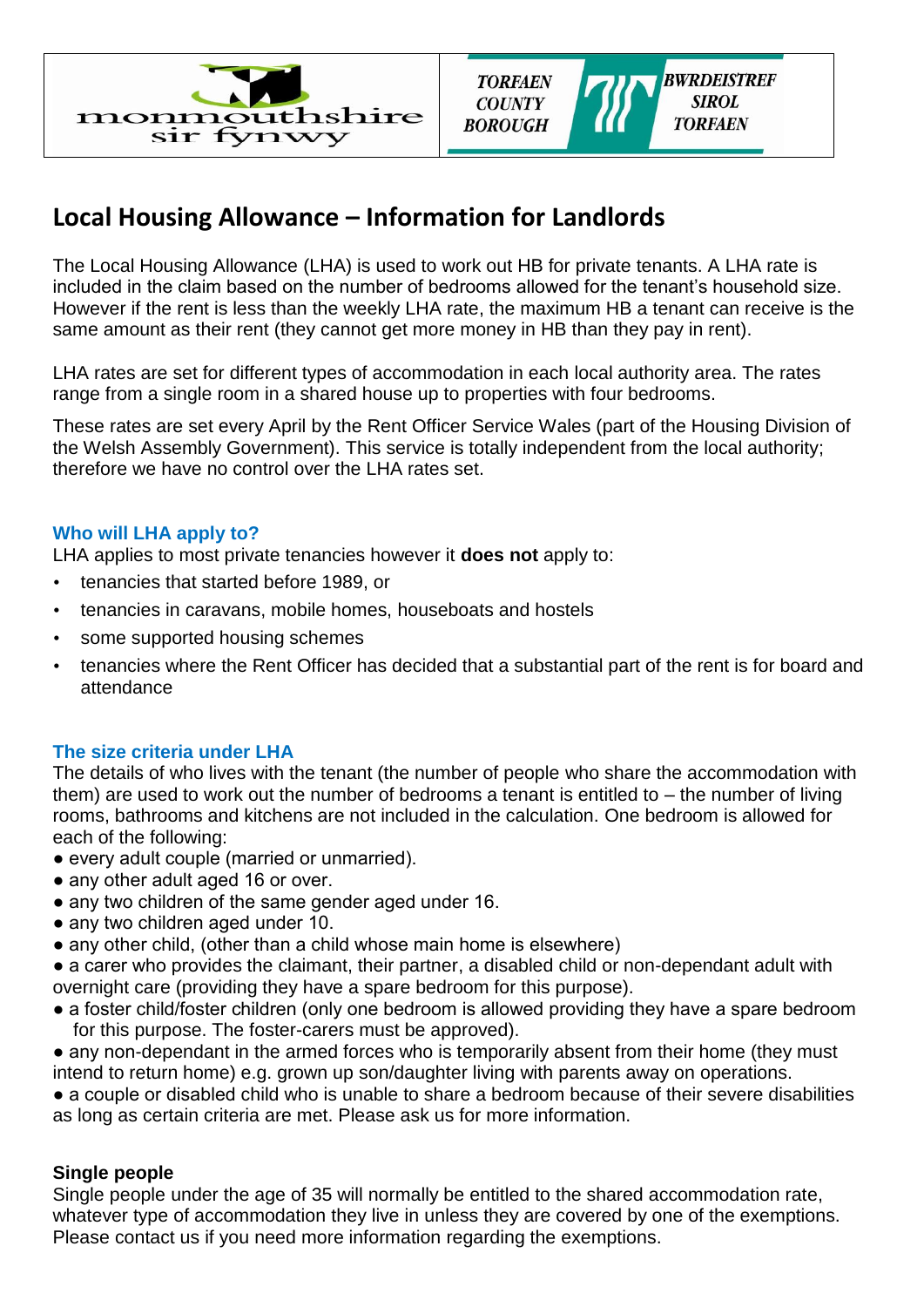# Local Housing Allowance – Information for Landlords

The Local Housing Allowance (LHA) is used to work out HB for private tenants. A LHA rate is included in the claim based on the number of bedrooms allowed for the tenant's household size. However if the rent is less than the weekly LHA rate, the maximum HB a tenant can receive is the same amount as their rent (they cannot get more money in HB than they pay in rent).

LHA rates are set for different types of accommodation in each local authority area. The rates range from a single room in a shared house up to properties with four bedrooms.

These rates are set every April by the Rent Officer Service Wales (part of the Housing Division of the Welsh Assembly Government). This service is totally independent from the local authority; therefore we have no control over the LHA rates set.

### Who will LHA apply to?

LHA applies to most private tenancies however it **does not** apply to:

- tenancies that started before 1989, or
- tenancies in caravans, mobile homes, houseboats and hostels
- some supported housing schemes
- tenancies where the Rent Officer has decided that a substantial part of the rent is for board and attendance

### The size criteria under LHA

The details of who lives with the tenant (the number of people who share the accommodation with them) are used to work out the number of bedrooms a tenant is entitled to – the number of living rooms, bathrooms and kitchens are not included in the calculation. One bedroom is allowed for each of the following:

- every adult couple (married or unmarried).
- any other adult aged 16 or over.
- any two children of the same gender aged under 16.
- any two children aged under 10.
- any other child, (other than a child whose main home is elsewhere)
- a carer who provides the claimant, their partner, a disabled child or non-dependant adult with overnight care (providing they have a spare bedroom for this purpose).
- a foster child/foster children (only one bedroom is allowed providing they have a spare bedroom for this purpose. The foster-carers must be approved).
- any non-dependant in the armed forces who is temporarily absent from their home (they must intend to return home) e.g. grown up son/daughter living with parents away on operations.
- a couple or disabled child who is unable to share a bedroom because of their severe disabilities as long as certain criteria are met. Please ask us for more information.

### Single people

Single people under the age of 35 will normally be entitled to the shared accommodation rate, whatever type of accommodation they live in unless they are covered by one of the exemptions. Please contact us if you need more information regarding the exemptions.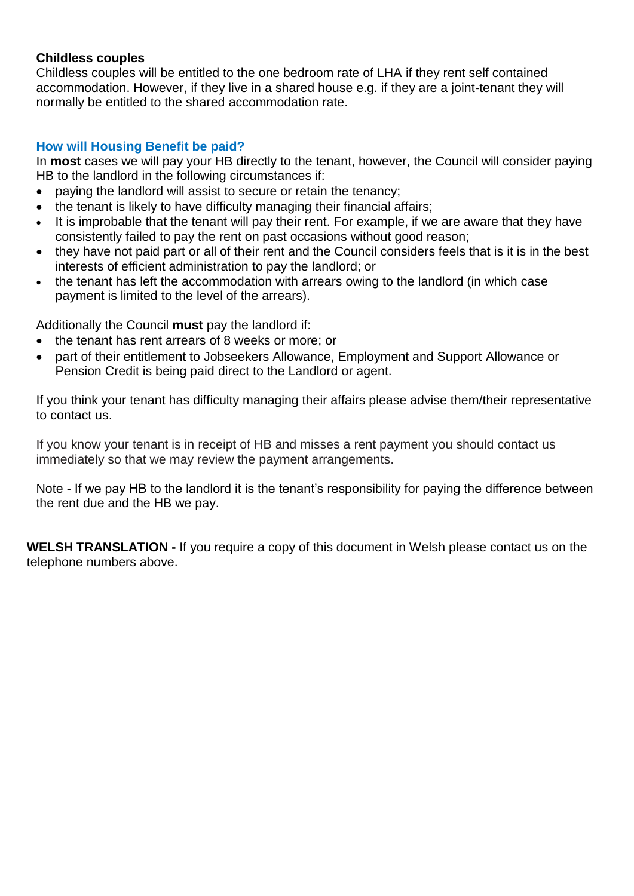**Childless couples**

Childless couples will be entitled to the one bedroom rate of LHA if they rent self contained accommodation. However, if they live in a shared house e.g. if they are a joint-tenant they will normally be entitled to the shared accommodation rate.

## How will Housing Benefit be paid?

In **most** cases we will pay your HB directly to the tenant, however, the Council will consider paying HB to the landlord in the following circumstances if:

- paying the landlord will assist to secure or retain the tenancy;
- the tenant is likely to have difficulty managing their financial affairs;
- It is improbable that the tenant will pay their rent. For example, if we are aware that they have consistently failed to pay the rent on past occasions without good reason;
- they have not paid part or all of their rent and the Council considers feels that is it is in the best interests of efficient administration to pay the landlord; or
- the tenant has left the accommodation with arrears owing to the landlord (in which case payment is limited to the level of the arrears).

Additionally the Council **must** pay the landlord if:

- the tenant has rent arrears of 8 weeks or more; or
- part of their entitlement to Jobseekers Allowance, Employment and Support Allowance or Pension Credit is being paid direct to the Landlord or agent.

If you think your tenant has difficulty managing their affairs please advise them/their representative to contact us.

If you know your tenant is in receipt of HB and misses a rent payment you should contact us immediately so that we may review the payment arrangements.

Note - If we pay HB to the landlord it is the tenant's responsibility for paying the difference between the rent due and the HB we pay.

**WELSH TRANSLATION -** If you require a copy of this document in Welsh please contact us on the telephone numbers above.